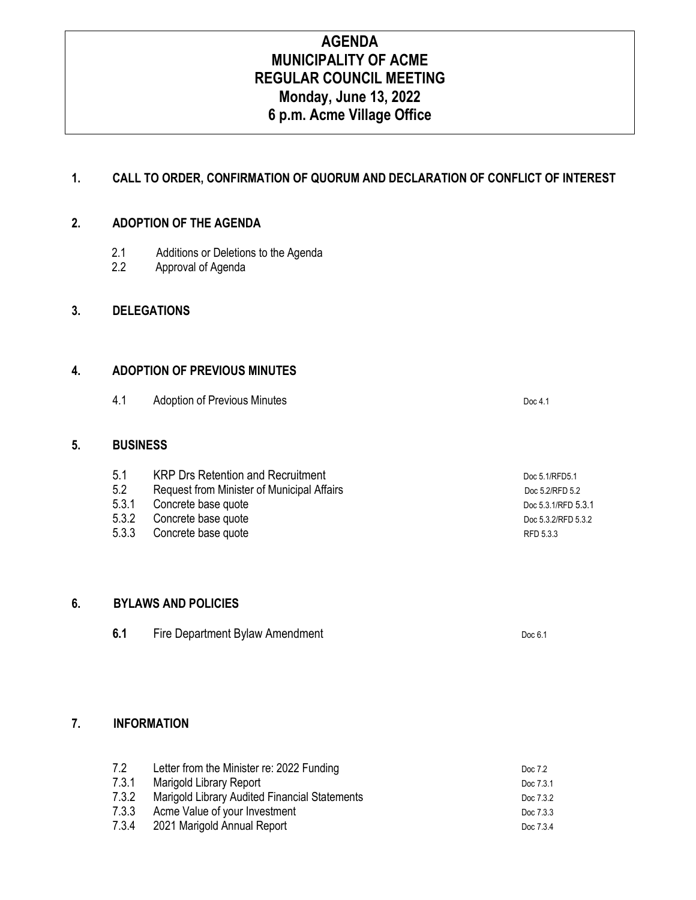# AGENDA
# MUNICIPALITY OF ACME
# REGULAR COUNCIL MEETING
# Monday, June 13, 2022
# 6 p.m. Acme Village Office

## 1. CALL TO ORDER, CONFIRMATION OF QUORUM AND DECLARATION OF CONFLICT OF INTEREST

## 2. ADOPTION OF THE AGENDA

| | | |
|---|---|---|
| 2.1 | Additions or Deletions to the Agenda | |
| 2.2 | Approval of Agenda | |

## 3. DELEGATIONS

## 4. ADOPTION OF PREVIOUS MINUTES

| | | |
|---|---|---|
| 4.1 | Adoption of Previous Minutes | Doc 4.1 |

## 5. BUSINESS

| | | |
|---|---|---|
| 5.1 | KRP Drs Retention and Recruitment | Doc 5.1/RFD5.1 |
| 5.2 | Request from Minister of Municipal Affairs | Doc 5.2/RFD 5.2 |
| 5.3.1 | Concrete base quote | Doc 5.3.1/RFD 5.3.1 |
| 5.3.2 | Concrete base quote | Doc 5.3.2/RFD 5.3.2 |
| 5.3.3 | Concrete base quote | RFD 5.3.3 |

## 6. BYLAWS AND POLICIES

| | | |
|---|---|---|
| **6.1** | Fire Department Bylaw Amendment | Doc 6.1 |

## 7. INFORMATION

| | | |
|---|---|---|
| 7.2 | Letter from the Minister re: 2022 Funding | Doc 7.2 |
| 7.3.1 | Marigold Library Report | Doc 7.3.1 |
| 7.3.2 | Marigold Library Audited Financial Statements | Doc 7.3.2 |
| 7.3.3 | Acme Value of your Investment | Doc 7.3.3 |
| 7.3.4 | 2021 Marigold Annual Report | Doc 7.3.4 |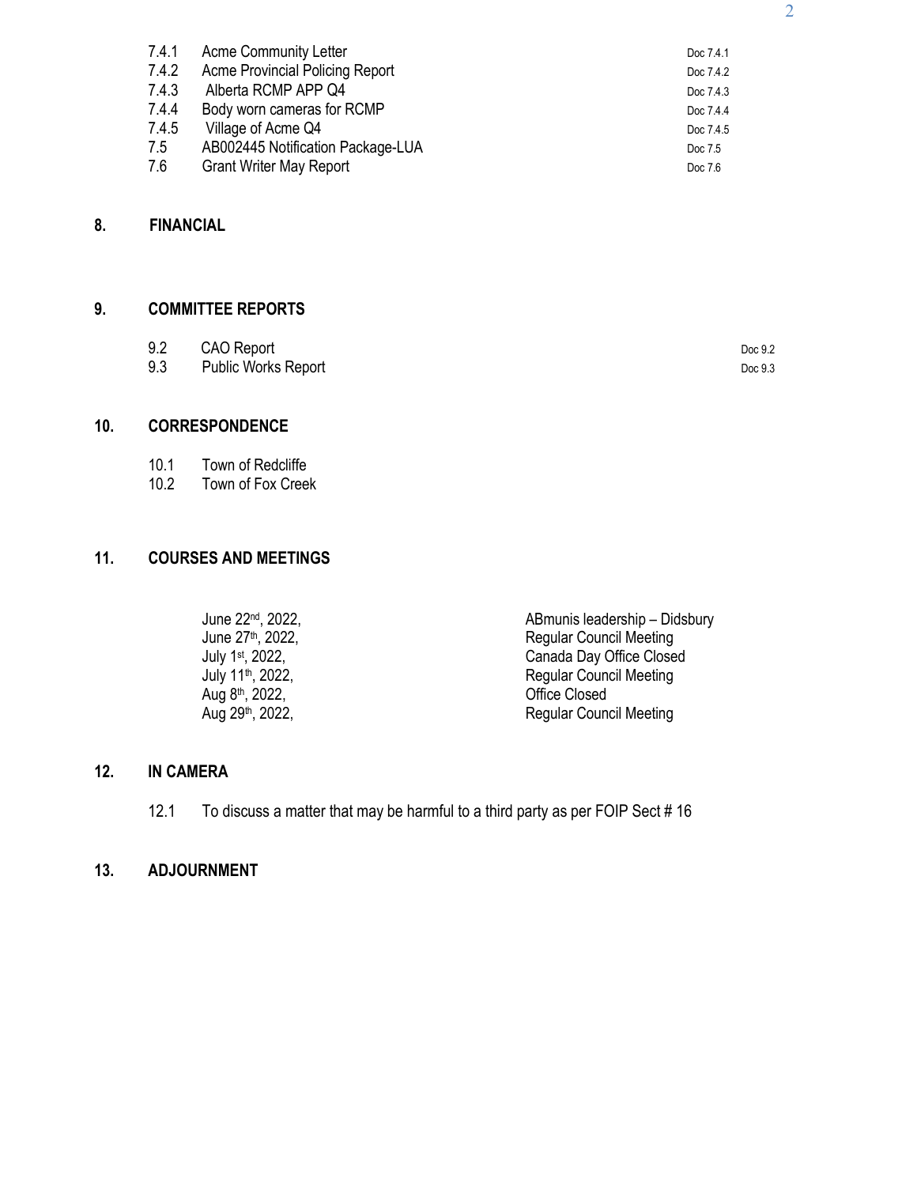| | | |
|---|---|---|
| 7.4.1 | Acme Community Letter | Doc 7.4.1 |
| 7.4.2 | Acme Provincial Policing Report | Doc 7.4.2 |
| 7.4.3 | Alberta RCMP APP Q4 | Doc 7.4.3 |
| 7.4.4 | Body worn cameras for RCMP | Doc 7.4.4 |
| 7.4.5 | Village of Acme Q4 | Doc 7.4.5 |
| 7.5 | AB002445 Notification Package-LUA | Doc 7.5 |
| 7.6 | Grant Writer May Report | Doc 7.6 |

## 8. FINANCIAL

## 9. COMMITTEE REPORTS

| | | |
|---|---|---|
| 9.2 | CAO Report | Doc 9.2 |
| 9.3 | Public Works Report | Doc 9.3 |

## 10. CORRESPONDENCE

10.1 Town of Redcliffe
10.2 Town of Fox Creek

## 11. COURSES AND MEETINGS

| | |
|---|---|
| June 22nd, 2022, | ABmunis leadership – Didsbury |
| June 27th, 2022, | Regular Council Meeting |
| July 1st, 2022, | Canada Day Office Closed |
| July 11th, 2022, | Regular Council Meeting |
| Aug 8th, 2022, | Office Closed |
| Aug 29th, 2022, | Regular Council Meeting |

## 12. IN CAMERA

12.1 To discuss a matter that may be harmful to a third party as per FOIP Sect # 16

## 13. ADJOURNMENT